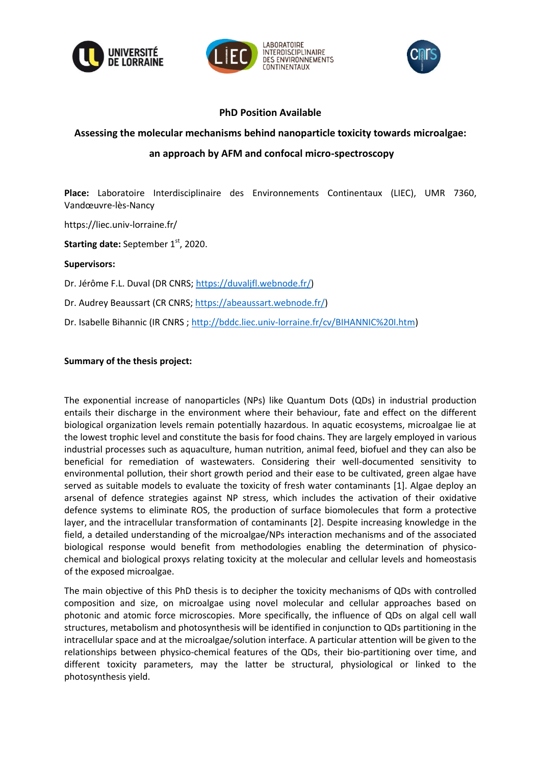**PhD Position Available**

**Assessing the molecular mechanisms behind nanoparticle toxicity towards microalgae: an approach by AFM and confocal micro-spectroscopy**

**Place:** Laboratoire Interdisciplinaire des Environnements Continentaux (LIEC), UMR 7360, Vandœuvre-lès-Nancy

https://liec.univ-lorraine.fr/

**Starting date:** September 1st, 2020.

**Supervisors:**

Dr. Jérôme F.L. Duval (DR CNRS; https://duvaljfl.webnode.fr/)

Dr. Audrey Beaussart (CR CNRS; https://abeaussart.webnode.fr/)

Dr. Isabelle Bihannic (IR CNRS ; http://bddc.liec.univ-lorraine.fr/cv/BIHANNIC%20I.htm)

**Summary of the thesis project:**

The exponential increase of nanoparticles (NPs) like Quantum Dots (QDs) in industrial production entails their discharge in the environment where their behaviour, fate and effect on the different biological organization levels remain potentially hazardous. In aquatic ecosystems, microalgae lie at the lowest trophic level and constitute the basis for food chains. They are largely employed in various industrial processes such as aquaculture, human nutrition, animal feed, biofuel and they can also be beneficial for remediation of wastewaters. Considering their well-documented sensitivity to environmental pollution, their short growth period and their ease to be cultivated, green algae have served as suitable models to evaluate the toxicity of fresh water contaminants [1]. Algae deploy an arsenal of defence strategies against NP stress, which includes the activation of their oxidative defence systems to eliminate ROS, the production of surface biomolecules that form a protective layer, and the intracellular transformation of contaminants [2]. Despite increasing knowledge in the field, a detailed understanding of the microalgae/NPs interaction mechanisms and of the associated biological response would benefit from methodologies enabling the determination of physico-chemical and biological proxys relating toxicity at the molecular and cellular levels and homeostasis of the exposed microalgae.

The main objective of this PhD thesis is to decipher the toxicity mechanisms of QDs with controlled composition and size, on microalgae using novel molecular and cellular approaches based on photonic and atomic force microscopies. More specifically, the influence of QDs on algal cell wall structures, metabolism and photosynthesis will be identified in conjunction to QDs partitioning in the intracellular space and at the microalgae/solution interface. A particular attention will be given to the relationships between physico-chemical features of the QDs, their bio-partitioning over time, and different toxicity parameters, may the latter be structural, physiological or linked to the photosynthesis yield.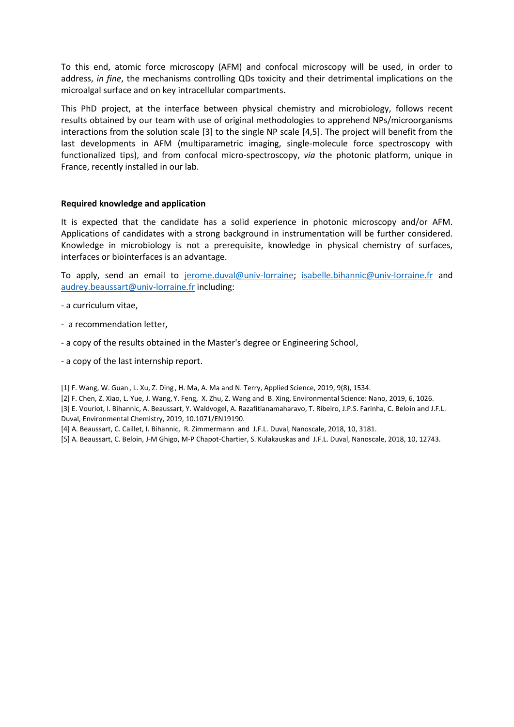To this end, atomic force microscopy (AFM) and confocal microscopy will be used, in order to address, *in fine*, the mechanisms controlling QDs toxicity and their detrimental implications on the microalgal surface and on key intracellular compartments.

This PhD project, at the interface between physical chemistry and microbiology, follows recent results obtained by our team with use of original methodologies to apprehend NPs/microorganisms interactions from the solution scale [3] to the single NP scale [4,5]. The project will benefit from the last developments in AFM (multiparametric imaging, single-molecule force spectroscopy with functionalized tips), and from confocal micro-spectroscopy, *via* the photonic platform, unique in France, recently installed in our lab.

**Required knowledge and application**

It is expected that the candidate has a solid experience in photonic microscopy and/or AFM. Applications of candidates with a strong background in instrumentation will be further considered. Knowledge in microbiology is not a prerequisite, knowledge in physical chemistry of surfaces, interfaces or biointerfaces is an advantage.

To apply, send an email to jerome.duval@univ-lorraine; isabelle.bihannic@univ-lorraine.fr and audrey.beaussart@univ-lorraine.fr including:

- a curriculum vitae,
- a recommendation letter,
- a copy of the results obtained in the Master's degree or Engineering School,
- a copy of the last internship report.

[1] F. Wang, W. Guan , L. Xu, Z. Ding , H. Ma, A. Ma and N. Terry, Applied Science, 2019, 9(8), 1534.

[2] F. Chen, Z. Xiao, L. Yue, J. Wang, Y. Feng, X. Zhu, Z. Wang and B. Xing, Environmental Science: Nano, 2019, 6, 1026.

[3] E. Vouriot, I. Bihannic, A. Beaussart, Y. Waldvogel, A. Razafitianamaharavo, T. Ribeiro, J.P.S. Farinha, C. Beloin and J.F.L. Duval, Environmental Chemistry, 2019, 10.1071/EN19190.

[4] A. Beaussart, C. Caillet, I. Bihannic, R. Zimmermann and J.F.L. Duval, Nanoscale, 2018, 10, 3181.

[5] A. Beaussart, C. Beloin, J-M Ghigo, M-P Chapot-Chartier, S. Kulakauskas and J.F.L. Duval, Nanoscale, 2018, 10, 12743.